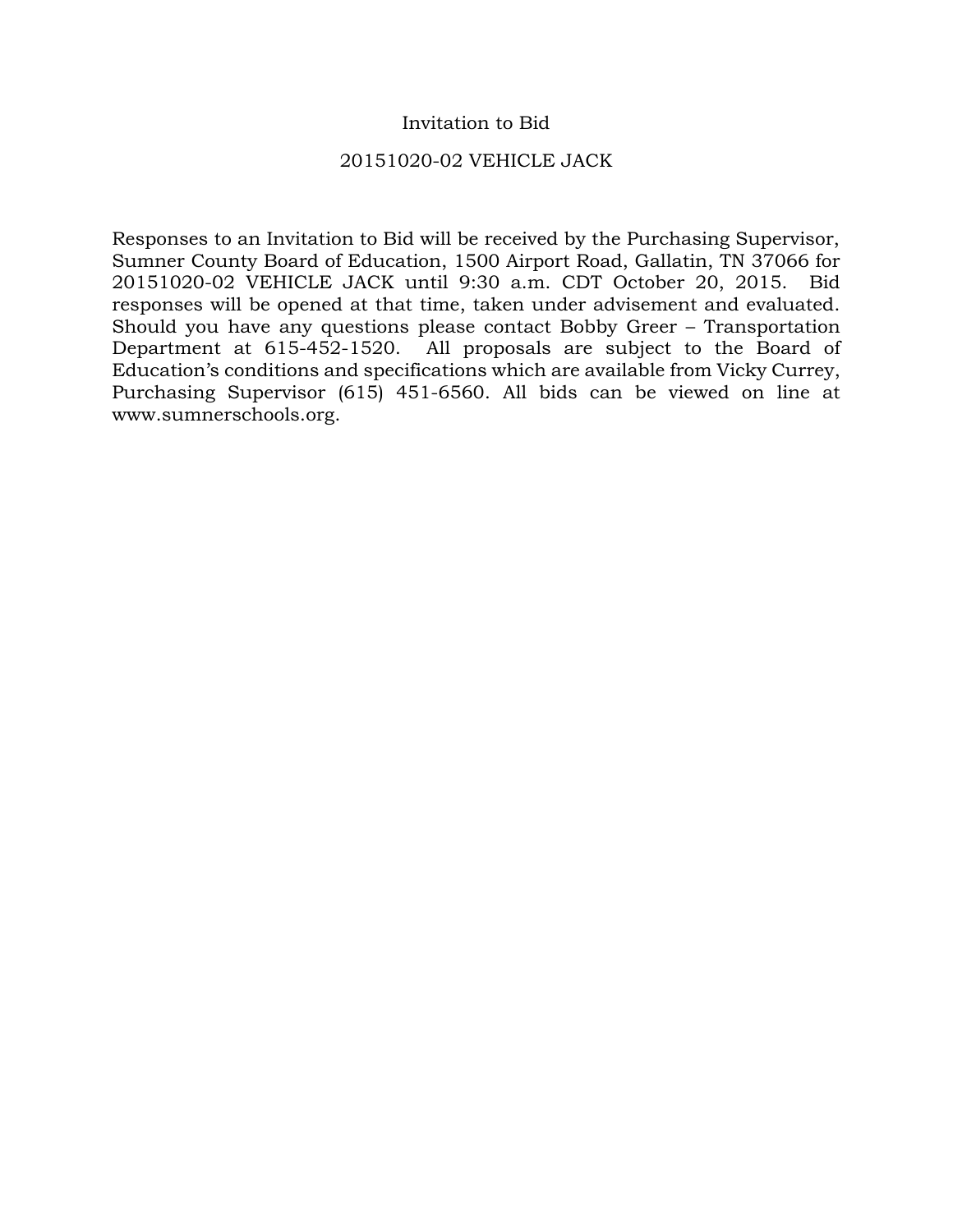# Invitation to Bid

## 20151020-02 VEHICLE JACK

Responses to an Invitation to Bid will be received by the Purchasing Supervisor, Sumner County Board of Education, 1500 Airport Road, Gallatin, TN 37066 for 20151020-02 VEHICLE JACK until 9:30 a.m. CDT October 20, 2015. Bid responses will be opened at that time, taken under advisement and evaluated. Should you have any questions please contact Bobby Greer – Transportation Department at 615-452-1520. All proposals are subject to the Board of Education's conditions and specifications which are available from Vicky Currey, Purchasing Supervisor (615) 451-6560. All bids can be viewed on line at www.sumnerschools.org.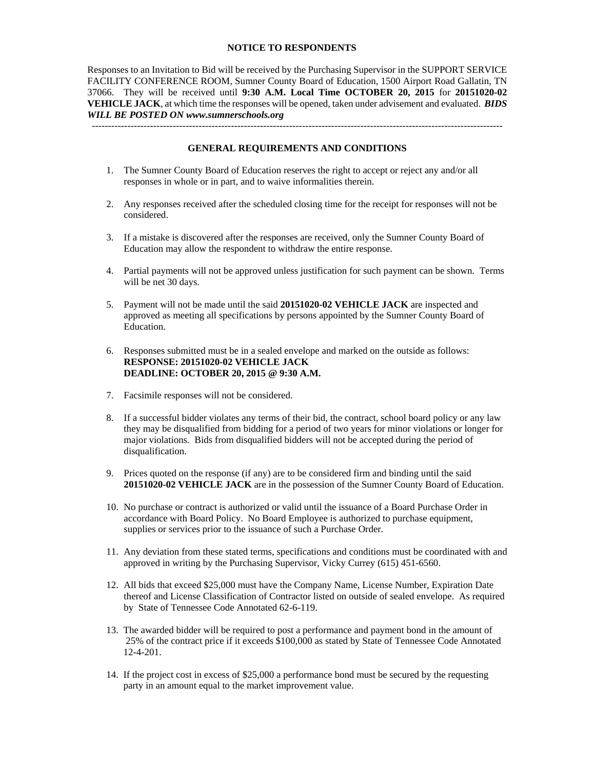## NOTICE TO RESPONDENTS

Responses to an Invitation to Bid will be received by the Purchasing Supervisor in the SUPPORT SERVICE FACILITY CONFERENCE ROOM, Sumner County Board of Education, 1500 Airport Road Gallatin, TN 37066. They will be received until **9:30 A.M. Local Time OCTOBER 20, 2015** for **20151020-02 VEHICLE JACK**, at which time the responses will be opened, taken under advisement and evaluated. ***BIDS WILL BE POSTED ON www.sumnerschools.org***

---

## GENERAL REQUIREMENTS AND CONDITIONS

1. The Sumner County Board of Education reserves the right to accept or reject any and/or all responses in whole or in part, and to waive informalities therein.

2. Any responses received after the scheduled closing time for the receipt for responses will not be considered.

3. If a mistake is discovered after the responses are received, only the Sumner County Board of Education may allow the respondent to withdraw the entire response.

4. Partial payments will not be approved unless justification for such payment can be shown. Terms will be net 30 days.

5. Payment will not be made until the said **20151020-02 VEHICLE JACK** are inspected and approved as meeting all specifications by persons appointed by the Sumner County Board of Education.

6. Responses submitted must be in a sealed envelope and marked on the outside as follows:
   **RESPONSE: 20151020-02 VEHICLE JACK**
   **DEADLINE: OCTOBER 20, 2015 @ 9:30 A.M.**

7. Facsimile responses will not be considered.

8. If a successful bidder violates any terms of their bid, the contract, school board policy or any law they may be disqualified from bidding for a period of two years for minor violations or longer for major violations. Bids from disqualified bidders will not be accepted during the period of disqualification.

9. Prices quoted on the response (if any) are to be considered firm and binding until the said **20151020-02 VEHICLE JACK** are in the possession of the Sumner County Board of Education.

10. No purchase or contract is authorized or valid until the issuance of a Board Purchase Order in accordance with Board Policy. No Board Employee is authorized to purchase equipment, supplies or services prior to the issuance of such a Purchase Order.

11. Any deviation from these stated terms, specifications and conditions must be coordinated with and approved in writing by the Purchasing Supervisor, Vicky Currey (615) 451-6560.

12. All bids that exceed $25,000 must have the Company Name, License Number, Expiration Date thereof and License Classification of Contractor listed on outside of sealed envelope. As required by State of Tennessee Code Annotated 62-6-119.

13. The awarded bidder will be required to post a performance and payment bond in the amount of 25% of the contract price if it exceeds $100,000 as stated by State of Tennessee Code Annotated 12-4-201.

14. If the project cost in excess of $25,000 a performance bond must be secured by the requesting party in an amount equal to the market improvement value.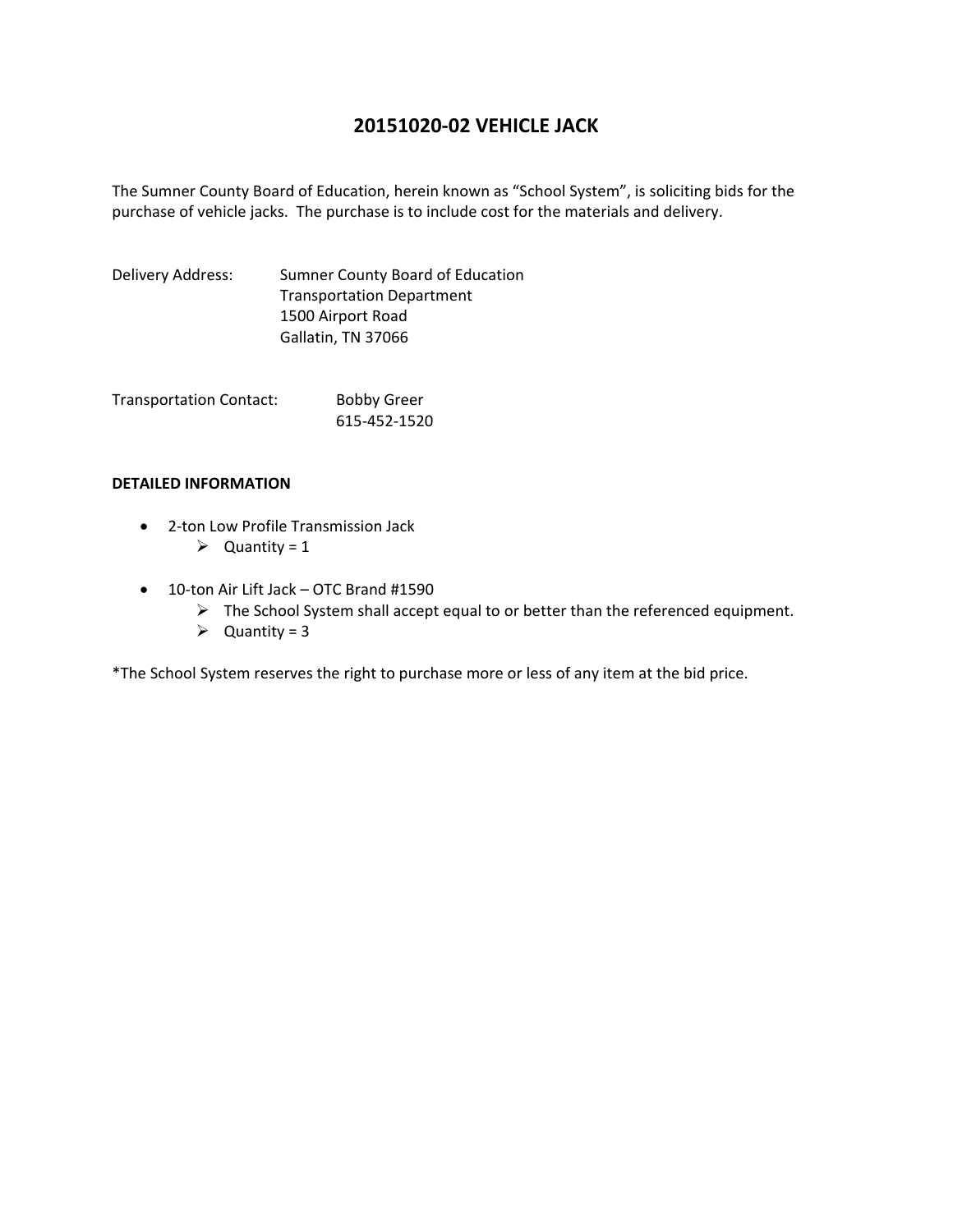# 20151020-02 VEHICLE JACK

The Sumner County Board of Education, herein known as "School System", is soliciting bids for the purchase of vehicle jacks. The purchase is to include cost for the materials and delivery.

Delivery Address: Sumner County Board of Education
Transportation Department
1500 Airport Road
Gallatin, TN 37066

Transportation Contact: Bobby Greer
615-452-1520

**DETAILED INFORMATION**

- 2-ton Low Profile Transmission Jack
  - Quantity = 1

- 10-ton Air Lift Jack – OTC Brand #1590
  - The School System shall accept equal to or better than the referenced equipment.
  - Quantity = 3

*The School System reserves the right to purchase more or less of any item at the bid price.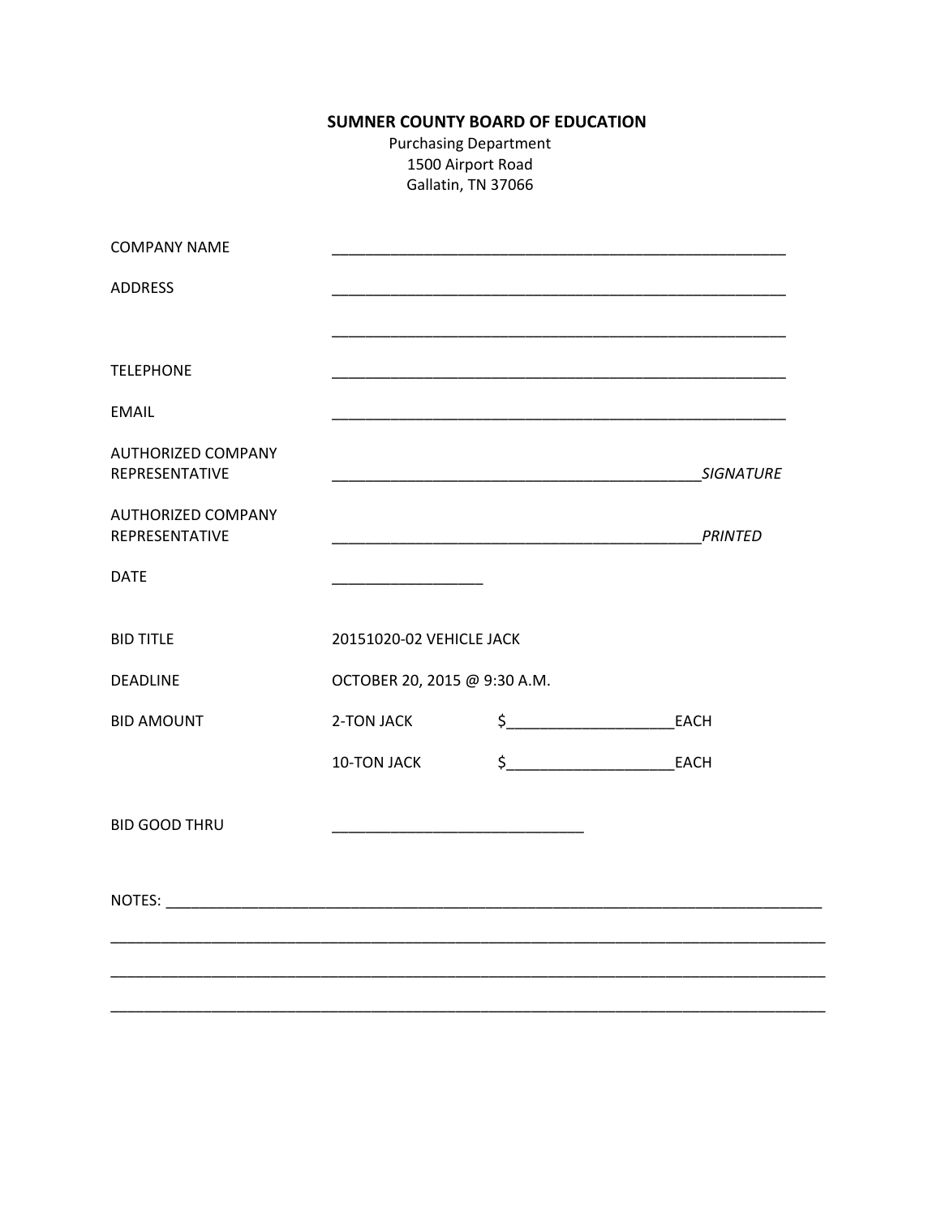**SUMNER COUNTY BOARD OF EDUCATION**

Purchasing Department
1500 Airport Road
Gallatin, TN 37066

COMPANY NAME ________________________________________________________

ADDRESS ________________________________________________________

________________________________________________________

TELEPHONE ________________________________________________________

EMAIL ________________________________________________________

AUTHORIZED COMPANY REPRESENTATIVE ______________________________________________*SIGNATURE*

AUTHORIZED COMPANY REPRESENTATIVE ______________________________________________*PRINTED*

DATE __________________

BID TITLE 20151020-02 VEHICLE JACK

DEADLINE OCTOBER 20, 2015 @ 9:30 A.M.

BID AMOUNT 2-TON JACK $____________________EACH

10-TON JACK $____________________EACH

BID GOOD THRU ______________________________

NOTES: ________________________________________________________________________________

________________________________________________________________________________________

________________________________________________________________________________________

________________________________________________________________________________________